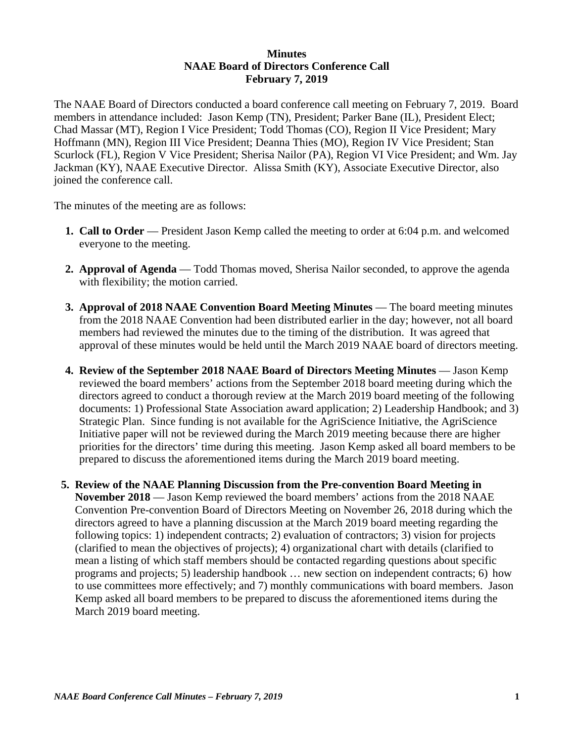**Minutes**
**NAAE Board of Directors Conference Call**
**February 7, 2019**

The NAAE Board of Directors conducted a board conference call meeting on February 7, 2019. Board members in attendance included: Jason Kemp (TN), President; Parker Bane (IL), President Elect; Chad Massar (MT), Region I Vice President; Todd Thomas (CO), Region II Vice President; Mary Hoffmann (MN), Region III Vice President; Deanna Thies (MO), Region IV Vice President; Stan Scurlock (FL), Region V Vice President; Sherisa Nailor (PA), Region VI Vice President; and Wm. Jay Jackman (KY), NAAE Executive Director. Alissa Smith (KY), Associate Executive Director, also joined the conference call.

The minutes of the meeting are as follows:

1. **Call to Order** — President Jason Kemp called the meeting to order at 6:04 p.m. and welcomed everyone to the meeting.

2. **Approval of Agenda** — Todd Thomas moved, Sherisa Nailor seconded, to approve the agenda with flexibility; the motion carried.

3. **Approval of 2018 NAAE Convention Board Meeting Minutes** — The board meeting minutes from the 2018 NAAE Convention had been distributed earlier in the day; however, not all board members had reviewed the minutes due to the timing of the distribution. It was agreed that approval of these minutes would be held until the March 2019 NAAE board of directors meeting.

4. **Review of the September 2018 NAAE Board of Directors Meeting Minutes** — Jason Kemp reviewed the board members' actions from the September 2018 board meeting during which the directors agreed to conduct a thorough review at the March 2019 board meeting of the following documents: 1) Professional State Association award application; 2) Leadership Handbook; and 3) Strategic Plan. Since funding is not available for the AgriScience Initiative, the AgriScience Initiative paper will not be reviewed during the March 2019 meeting because there are higher priorities for the directors' time during this meeting. Jason Kemp asked all board members to be prepared to discuss the aforementioned items during the March 2019 board meeting.

5. **Review of the NAAE Planning Discussion from the Pre-convention Board Meeting in November 2018** — Jason Kemp reviewed the board members' actions from the 2018 NAAE Convention Pre-convention Board of Directors Meeting on November 26, 2018 during which the directors agreed to have a planning discussion at the March 2019 board meeting regarding the following topics: 1) independent contracts; 2) evaluation of contractors; 3) vision for projects (clarified to mean the objectives of projects); 4) organizational chart with details (clarified to mean a listing of which staff members should be contacted regarding questions about specific programs and projects; 5) leadership handbook … new section on independent contracts; 6) how to use committees more effectively; and 7) monthly communications with board members. Jason Kemp asked all board members to be prepared to discuss the aforementioned items during the March 2019 board meeting.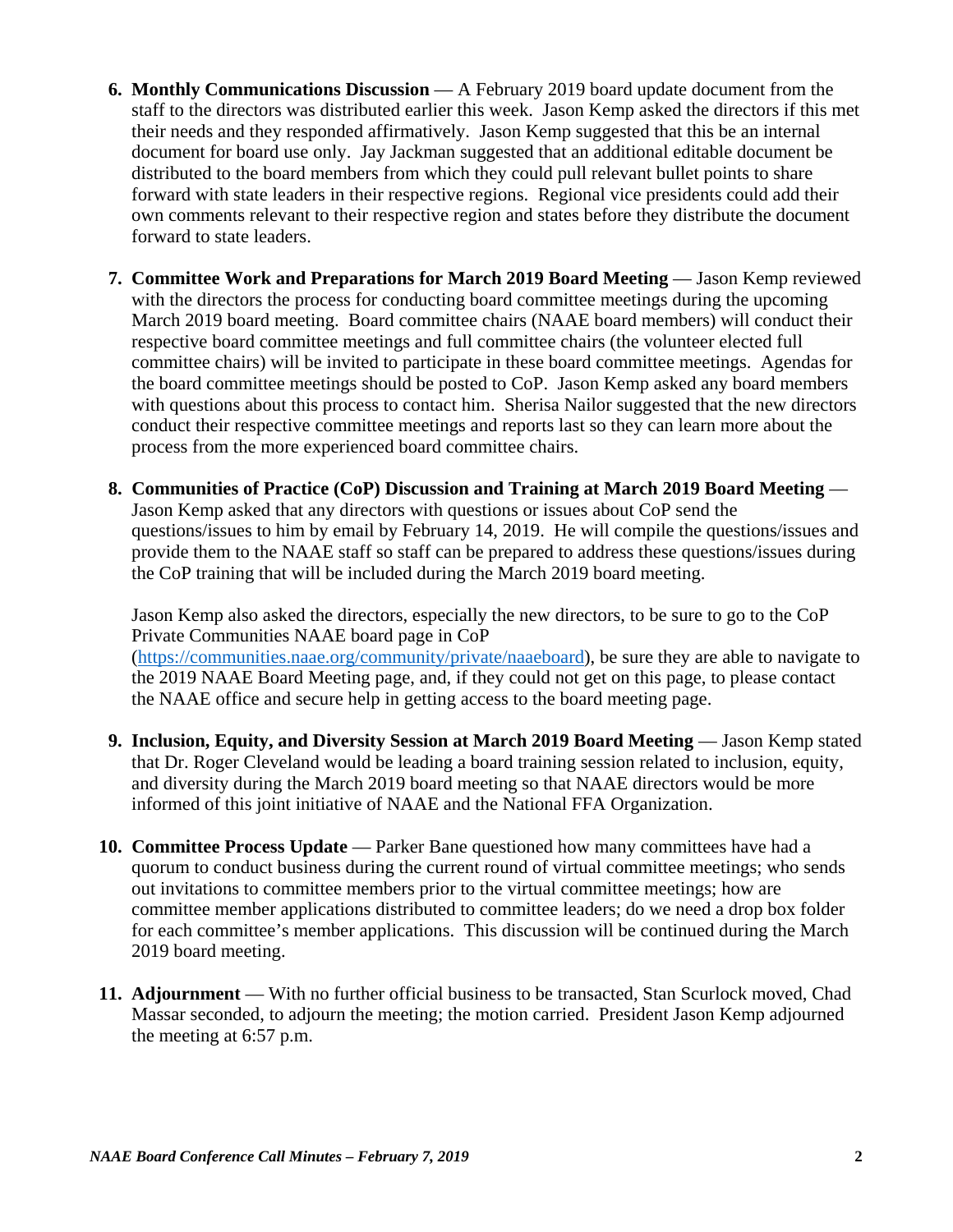6. **Monthly Communications Discussion** — A February 2019 board update document from the staff to the directors was distributed earlier this week. Jason Kemp asked the directors if this met their needs and they responded affirmatively. Jason Kemp suggested that this be an internal document for board use only. Jay Jackman suggested that an additional editable document be distributed to the board members from which they could pull relevant bullet points to share forward with state leaders in their respective regions. Regional vice presidents could add their own comments relevant to their respective region and states before they distribute the document forward to state leaders.

7. **Committee Work and Preparations for March 2019 Board Meeting** — Jason Kemp reviewed with the directors the process for conducting board committee meetings during the upcoming March 2019 board meeting. Board committee chairs (NAAE board members) will conduct their respective board committee meetings and full committee chairs (the volunteer elected full committee chairs) will be invited to participate in these board committee meetings. Agendas for the board committee meetings should be posted to CoP. Jason Kemp asked any board members with questions about this process to contact him. Sherisa Nailor suggested that the new directors conduct their respective committee meetings and reports last so they can learn more about the process from the more experienced board committee chairs.

8. **Communities of Practice (CoP) Discussion and Training at March 2019 Board Meeting** — Jason Kemp asked that any directors with questions or issues about CoP send the questions/issues to him by email by February 14, 2019. He will compile the questions/issues and provide them to the NAAE staff so staff can be prepared to address these questions/issues during the CoP training that will be included during the March 2019 board meeting.

   Jason Kemp also asked the directors, especially the new directors, to be sure to go to the CoP Private Communities NAAE board page in CoP (https://communities.naae.org/community/private/naaeboard), be sure they are able to navigate to the 2019 NAAE Board Meeting page, and, if they could not get on this page, to please contact the NAAE office and secure help in getting access to the board meeting page.

9. **Inclusion, Equity, and Diversity Session at March 2019 Board Meeting** — Jason Kemp stated that Dr. Roger Cleveland would be leading a board training session related to inclusion, equity, and diversity during the March 2019 board meeting so that NAAE directors would be more informed of this joint initiative of NAAE and the National FFA Organization.

10. **Committee Process Update** — Parker Bane questioned how many committees have had a quorum to conduct business during the current round of virtual committee meetings; who sends out invitations to committee members prior to the virtual committee meetings; how are committee member applications distributed to committee leaders; do we need a drop box folder for each committee's member applications. This discussion will be continued during the March 2019 board meeting.

11. **Adjournment** — With no further official business to be transacted, Stan Scurlock moved, Chad Massar seconded, to adjourn the meeting; the motion carried. President Jason Kemp adjourned the meeting at 6:57 p.m.